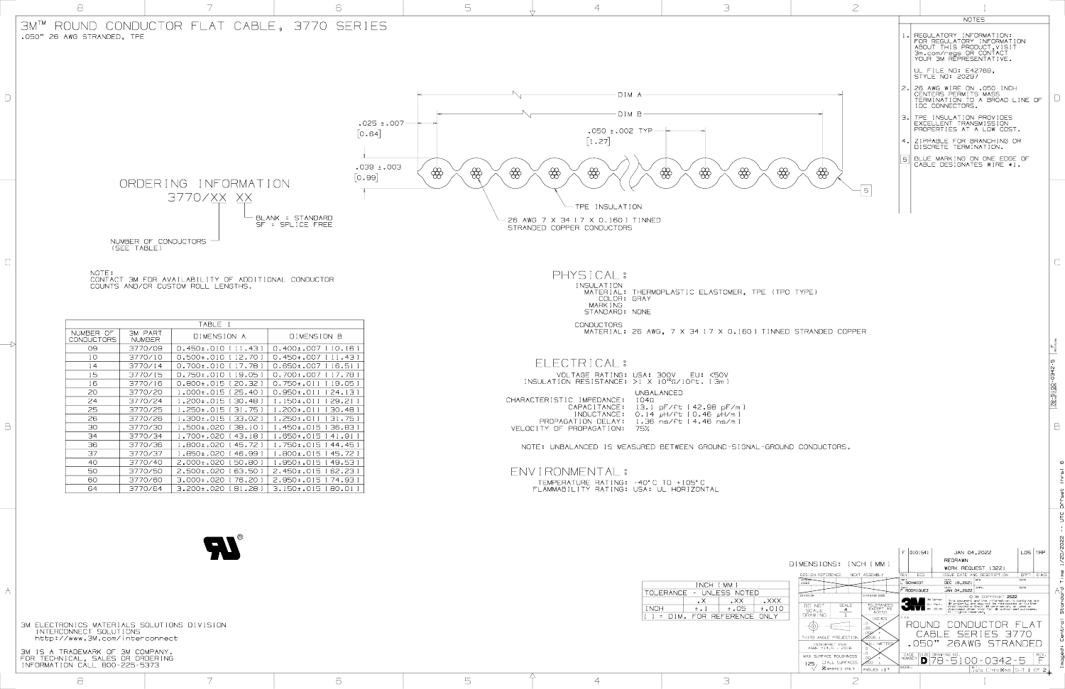# 3M™ ROUND CONDUCTOR FLAT CABLE, 3770 SERIES

.050" 26 AWG STRANDED, TPE

## NOTES

1. REGULATORY INFORMATION: FOR REGULATORY INFORMATION ABOUT THIS PRODUCT, VISIT 3m.com/regs OR CONTACT YOUR 3M REPRESENTATIVE.

   UL FILE NO: E42769, STYLE NO: 20297

2. 26 AWG WIRE ON .050 INCH CENTERS PERMITS MASS TERMINATION TO A BROAD LINE OF IDC CONNECTORS.
3. TPE INSULATION PROVIDES EXCELLENT TRANSMISSION PROPERTIES AT A LOW COST.
4. ZIPPABLE FOR BRANCHING OR DISCRETE TERMINATION.
5. BLUE MARKING ON ONE EDGE OF CABLE DESIGNATES WIRE #1.

DIM A

DIM B

.025 ±.007 [0.64]

.050 ±.002 TYP [1.27]

.039 ±.003 [0.99]

TPE INSULATION

26 AWG 7 X 34 [7 X 0.160] TINNED STRANDED COPPER CONDUCTORS

## ORDERING INFORMATION

3770/XX XX

- NUMBER OF CONDUCTORS (SEE TABLE)
- BLANK = STANDARD
- SF = SPLICE FREE

NOTE:
CONTACT 3M FOR AVAILABILITY OF ADDITIONAL CONDUCTOR COUNTS AND/OR CUSTOM ROLL LENGTHS.

TABLE I

| NUMBER OF CONDUCTORS | 3M PART NUMBER | DIMENSION A | DIMENSION B |
|---|---|---|---|
| 09 | 3770/09 | 0.450±.010 [11.43] | 0.400±.007 [10.16] |
| 10 | 3770/10 | 0.500±.010 [12.70] | 0.450±.007 [11.43] |
| 14 | 3770/14 | 0.700±.010 [17.78] | 0.650±.007 [16.51] |
| 15 | 3770/15 | 0.750±.010 [19.05] | 0.700±.007 [17.78] |
| 16 | 3770/16 | 0.800±.015 [20.32] | 0.750±.011 [19.05] |
| 20 | 3770/20 | 1.000±.015 [25.40] | 0.950±.011 [24.13] |
| 24 | 3770/24 | 1.200±.015 [30.48] | 1.150±.011 [29.21] |
| 25 | 3770/25 | 1.250±.015 [31.75] | 1.200±.011 [30.48] |
| 26 | 3770/26 | 1.300±.015 [33.02] | 1.250±.011 [31.75] |
| 30 | 3770/30 | 1.500±.020 [38.10] | 1.450±.015 [36.83] |
| 34 | 3770/34 | 1.700±.020 [43.18] | 1.650±.015 [41.91] |
| 36 | 3770/36 | 1.800±.020 [45.72] | 1.750±.015 [44.45] |
| 37 | 3770/37 | 1.850±.020 [46.99] | 1.800±.015 [45.72] |
| 40 | 3770/40 | 2.000±.020 [50.80] | 1.950±.015 [49.53] |
| 50 | 3770/50 | 2.500±.020 [63.50] | 2.450±.015 [62.23] |
| 60 | 3770/60 | 3.000±.020 [76.20] | 2.950±.015 [74.93] |
| 64 | 3770/64 | 3.200±.020 [81.28] | 3.150±.015 [80.01] |

## PHYSICAL:

INSULATION
- MATERIAL: THERMOPLASTIC ELASTOMER, TPE (TPO TYPE)
- COLOR: GRAY

MARKING
- STANDARD: NONE

CONDUCTORS
- MATERIAL: 26 AWG, 7 X 34 [7 X 0.160] TINNED STRANDED COPPER

## ELECTRICAL:

- VOLTAGE RATING: USA: 300V EU: <50V
- INSULATION RESISTANCE: >1 X $10^{10}$Ω/10ft. [3m]

UNBALANCED
- CHARACTERISTIC IMPEDANCE: 104Ω
- CAPACITANCE: 13.1 pF/ft [42.98 pF/m]
- INDUCTANCE: 0.14 µH/ft [0.46 µH/m]
- PROPAGATION DELAY: 1.36 ns/ft [4.46 ns/m]
- VELOCITY OF PROPAGATION: 75%

NOTE: UNBALANCED IS MEASURED BETWEEN GROUND-SIGNAL-GROUND CONDUCTORS.

## ENVIRONMENTAL:

- TEMPERATURE RATING: -40°C TO +105°C
- FLAMMABILITY RATING: USA: UL HORIZONTAL

3M ELECTRONICS MATERIALS SOLUTIONS DIVISION
INTERCONNECT SOLUTIONS
http://www.3M.com/interconnect

3M IS A TRADEMARK OF 3M COMPANY.
FOR TECHNICAL, SALES OR ORDERING INFORMATION CALL 800-225-5373

DIMENSIONS: INCH [MM]

| INCH [MM] | | | |
|---|---|---|---|
| TOLERANCE - UNLESS NOTED | | | |
| | .X | .XX | .XXX |
| INCH | ±.1 | ±.05 | ±.010 |
| [ ] = DIM. FOR REFERENCE ONLY | | | |

| REV | ECO | ISSUE DATE AND DESCRIPTION | DRFT | CHKD |
|---|---|---|---|---|
| F | 010541 | JAN 04,2022 REDRAWN WORK REQUEST 1322 | LDS | TRP |

DRAWN: SCHMIDT, DEC 16,2021
CHECKED: RODRIGUEZ, JAN 04,2022

© 3M COPYRIGHT 2022

TITLE: ROUND CONDUCTOR FLAT CABLE SERIES 3770 .050" 26AWG STRANDED

SIZE: D — DRAWING NO.: 78-5100-0342-5 — REV: F

SCALE: 4:1 — SHEET 1 OF 2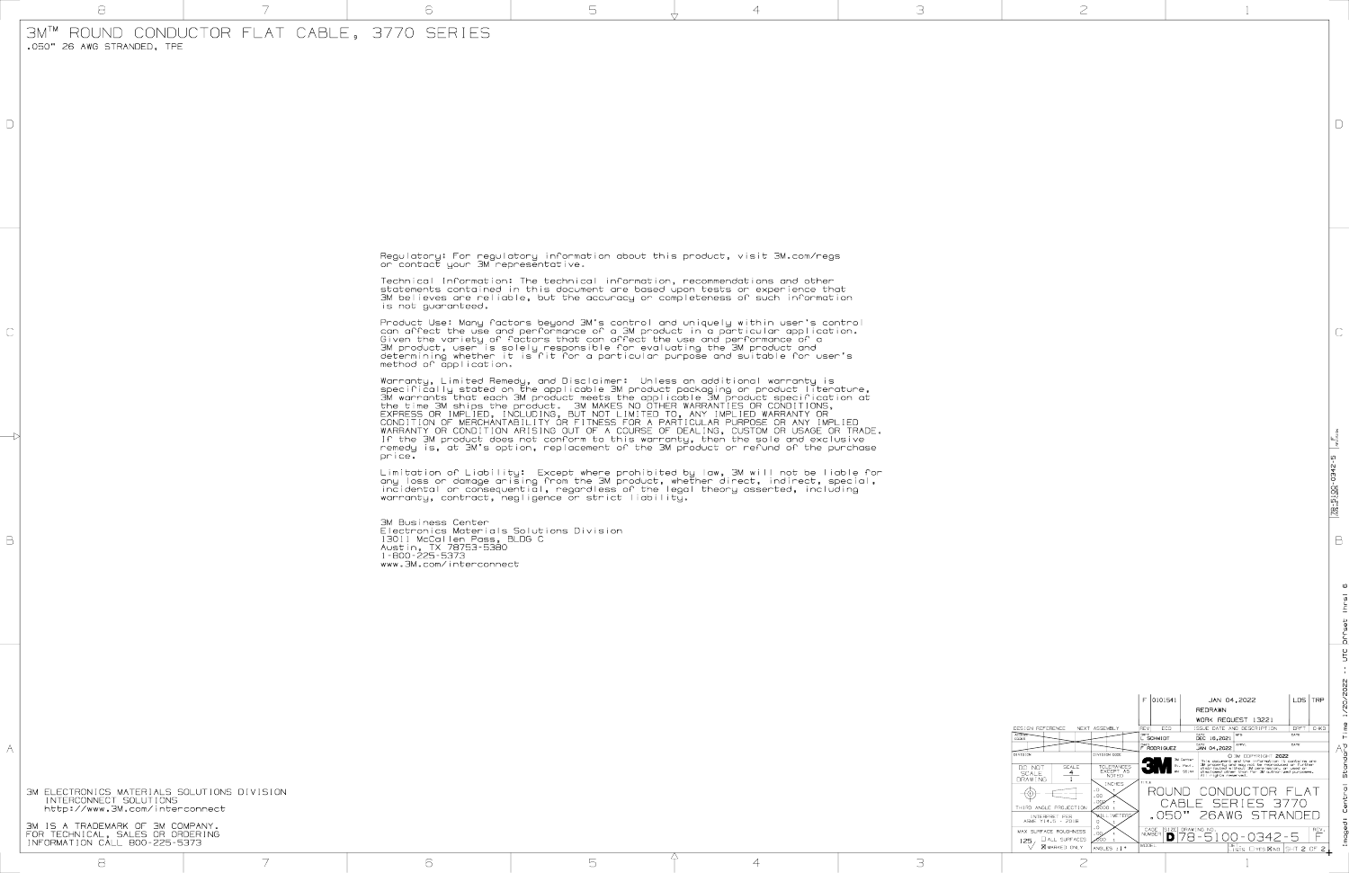# 3M™ ROUND CONDUCTOR FLAT CABLE, 3770 SERIES

.050" 26 AWG STRANDED, TPE

Regulatory: For regulatory information about this product, visit 3M.com/regs or contact your 3M representative.

Technical Information: The technical information, recommendations and other statements contained in this document are based upon tests or experience that 3M believes are reliable, but the accuracy or completeness of such information is not guaranteed.

Product Use: Many factors beyond 3M's control and uniquely within user's control can affect the use and performance of a 3M product in a particular application. Given the variety of factors that can affect the use and performance of a 3M product, user is solely responsible for evaluating the 3M product and determining whether it is fit for a particular purpose and suitable for user's method of application.

Warranty, Limited Remedy, and Disclaimer: Unless an additional warranty is specifically stated on the applicable 3M product packaging or product literature, 3M warrants that each 3M product meets the applicable 3M product specification at the time 3M ships the product. 3M MAKES NO OTHER WARRANTIES OR CONDITIONS, EXPRESS OR IMPLIED, INCLUDING, BUT NOT LIMITED TO, ANY IMPLIED WARRANTY OR CONDITION OF MERCHANTABILITY OR FITNESS FOR A PARTICULAR PURPOSE OR ANY IMPLIED WARRANTY OR CONDITION ARISING OUT OF A COURSE OF DEALING, CUSTOM OR USAGE OR TRADE. If the 3M product does not conform to this warranty, then the sole and exclusive remedy is, at 3M's option, replacement of the 3M product or refund of the purchase price.

Limitation of Liability: Except where prohibited by law, 3M will not be liable for any loss or damage arising from the 3M product, whether direct, indirect, special, incidental or consequential, regardless of the legal theory asserted, including warranty, contract, negligence or strict liability.

3M Business Center
Electronics Materials Solutions Division
13011 McCallen Pass, BLDG C
Austin, TX 78753-5380
1-800-225-5373
www.3M.com/interconnect

3M ELECTRONICS MATERIALS SOLUTIONS DIVISION
INTERCONNECT SOLUTIONS
http://www.3M.com/interconnect

3M IS A TRADEMARK OF 3M COMPANY.
FOR TECHNICAL, SALES OR ORDERING
INFORMATION CALL 800-225-5373

| REV | ECO | ISSUE DATE AND DESCRIPTION | DRFT | CHKD |
|---|---|---|---|---|
| F | 010541 | JAN 04,2022 REDRAWN WORK REQUEST 13221 | LDS | TRP |

DRN: L SCHMIDT — DATE: DEC 16,2021
CHK: P RODRIGUEZ — DATE: JAN 04,2022

© 3M COPYRIGHT 2022

DO NOT SCALE DRAWING — SCALE 4/1

TOLERANCES EXCEPT AS NOTED

THIRD ANGLE PROJECTION — INTERPRET PER ASME Y14.5 - 2018

MAX SURFACE ROUGHNESS 125 — ALL SURFACES / MARKED ONLY

ANGLES ±1°

TITLE: ROUND CONDUCTOR FLAT CABLE SERIES 3770 .050" 26AWG STRANDED

SIZE: D — DRAWING NO.: 78-5100-0342-5 — REV: F

SHT 2 OF 2